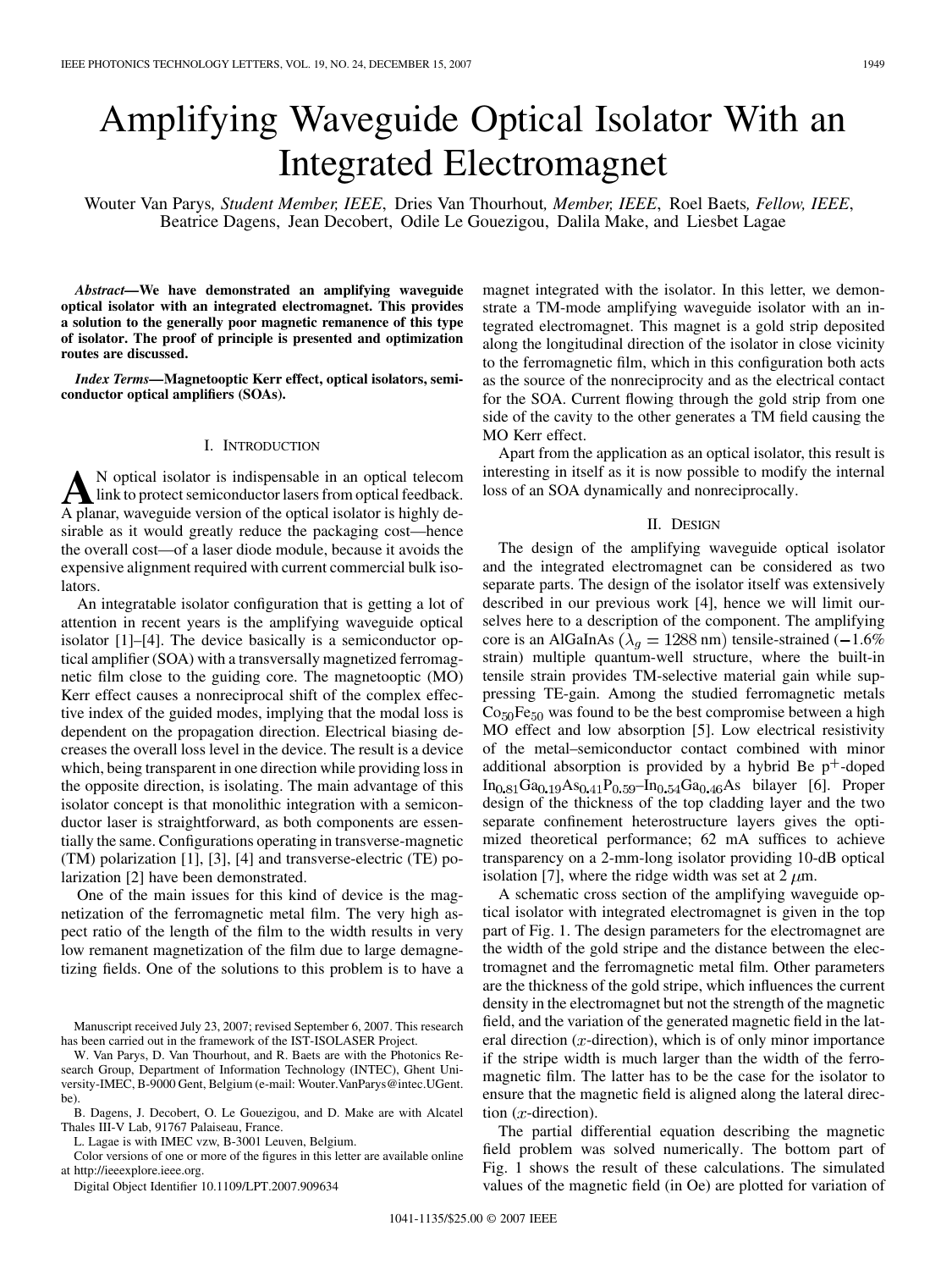# Amplifying Waveguide Optical Isolator With an Integrated Electromagnet

Wouter Van Parys, *Student Member, IEEE*, Dries Van Thourhout, *Member, IEEE*, Roel Baets, *Fellow, IEEE*, Beatrice Dagens, Jean Decobert, Odile Le Gouezigou, Dalila Make, and Liesbet Lagae

***Abstract*—We have demonstrated an amplifying waveguide optical isolator with an integrated electromagnet. This provides a solution to the generally poor magnetic remanence of this type of isolator. The proof of principle is presented and optimization routes are discussed.**

***Index Terms*—Magnetooptic Kerr effect, optical isolators, semiconductor optical amplifiers (SOAs).**

## I. Introduction

An optical isolator is indispensable in an optical telecom link to protect semiconductor lasers from optical feedback. A planar, waveguide version of the optical isolator is highly desirable as it would greatly reduce the packaging cost—hence the overall cost—of a laser diode module, because it avoids the expensive alignment required with current commercial bulk isolators.

An integratable isolator configuration that is getting a lot of attention in recent years is the amplifying waveguide optical isolator [1]–[4]. The device basically is a semiconductor optical amplifier (SOA) with a transversally magnetized ferromagnetic film close to the guiding core. The magnetooptic (MO) Kerr effect causes a nonreciprocal shift of the complex effective index of the guided modes, implying that the modal loss is dependent on the propagation direction. Electrical biasing decreases the overall loss level in the device. The result is a device which, being transparent in one direction while providing loss in the opposite direction, is isolating. The main advantage of this isolator concept is that monolithic integration with a semiconductor laser is straightforward, as both components are essentially the same. Configurations operating in transverse-magnetic (TM) polarization [1], [3], [4] and transverse-electric (TE) polarization [2] have been demonstrated.

One of the main issues for this kind of device is the magnetization of the ferromagnetic metal film. The very high aspect ratio of the length of the film to the width results in very low remanent magnetization of the film due to large demagnetizing fields. One of the solutions to this problem is to have a magnet integrated with the isolator. In this letter, we demonstrate a TM-mode amplifying waveguide isolator with an integrated electromagnet. This magnet is a gold strip deposited along the longitudinal direction of the isolator in close vicinity to the ferromagnetic film, which in this configuration both acts as the source of the nonreciprocity and as the electrical contact for the SOA. Current flowing through the gold strip from one side of the cavity to the other generates a TM field causing the MO Kerr effect.

Apart from the application as an optical isolator, this result is interesting in itself as it is now possible to modify the internal loss of an SOA dynamically and nonreciprocally.

## II. Design

The design of the amplifying waveguide optical isolator and the integrated electromagnet can be considered as two separate parts. The design of the isolator itself was extensively described in our previous work [4], hence we will limit ourselves here to a description of the component. The amplifying core is an AlGaInAs ($\lambda_g = 1288$ nm) tensile-strained ($-1.6\%$ strain) multiple quantum-well structure, where the built-in tensile strain provides TM-selective material gain while suppressing TE-gain. Among the studied ferromagnetic metals $Co_{50}Fe_{50}$ was found to be the best compromise between a high MO effect and low absorption [5]. Low electrical resistivity of the metal–semiconductor contact combined with minor additional absorption is provided by a hybrid Be $p^+$-doped $In_{0.81}Ga_{0.19}As_{0.41}P_{0.59}$–$In_{0.54}Ga_{0.46}As$ bilayer [6]. Proper design of the thickness of the top cladding layer and the two separate confinement heterostructure layers gives the optimized theoretical performance; 62 mA suffices to achieve transparency on a 2-mm-long isolator providing 10-dB optical isolation [7], where the ridge width was set at 2 $\mu$m.

A schematic cross section of the amplifying waveguide optical isolator with integrated electromagnet is given in the top part of Fig. 1. The design parameters for the electromagnet are the width of the gold stripe and the distance between the electromagnet and the ferromagnetic metal film. Other parameters are the thickness of the gold stripe, which influences the current density in the electromagnet but not the strength of the magnetic field, and the variation of the generated magnetic field in the lateral direction ($x$-direction), which is of only minor importance if the stripe width is much larger than the width of the ferromagnetic film. The latter has to be the case for the isolator to ensure that the magnetic field is aligned along the lateral direction ($x$-direction).

The partial differential equation describing the magnetic field problem was solved numerically. The bottom part of Fig. 1 shows the result of these calculations. The simulated values of the magnetic field (in Oe) are plotted for variation of

Manuscript received July 23, 2007; revised September 6, 2007. This research has been carried out in the framework of the IST-ISOLASER Project.

W. Van Parys, D. Van Thourhout, and R. Baets are with the Photonics Research Group, Department of Information Technology (INTEC), Ghent University-IMEC, B-9000 Gent, Belgium (e-mail: Wouter.VanParys@intec.UGent.be).

B. Dagens, J. Decobert, O. Le Gouezigou, and D. Make are with Alcatel Thales III-V Lab, 91767 Palaiseau, France.

L. Lagae is with IMEC vzw, B-3001 Leuven, Belgium.

Color versions of one or more of the figures in this letter are available online at http://ieeexplore.ieee.org.

Digital Object Identifier 10.1109/LPT.2007.909634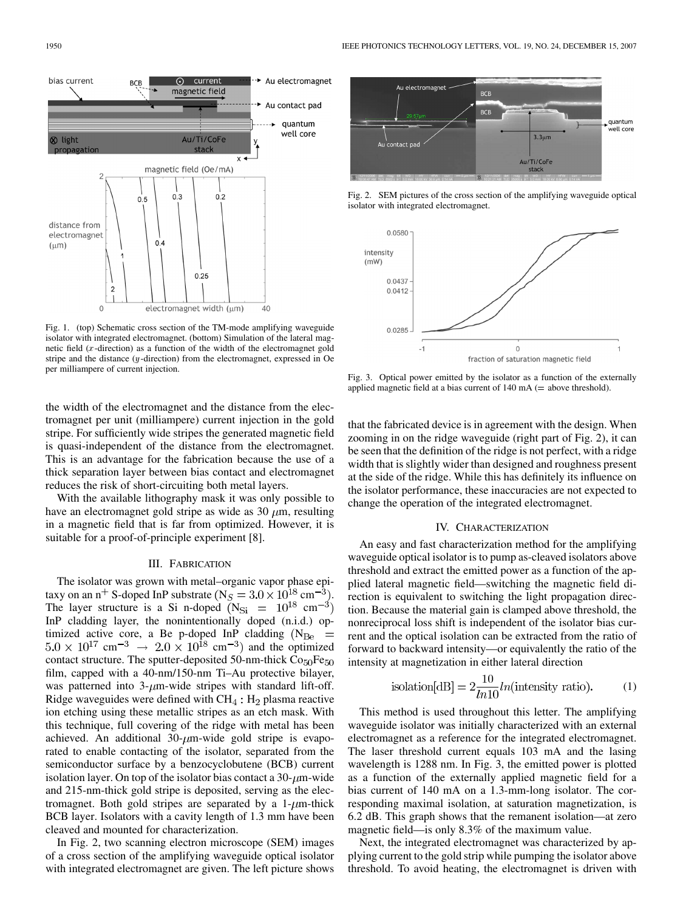Fig. 1. (top) Schematic cross section of the TM-mode amplifying waveguide isolator with integrated electromagnet. (bottom) Simulation of the lateral magnetic field ($x$-direction) as a function of the width of the electromagnet gold stripe and the distance ($y$-direction) from the electromagnet, expressed in Oe per milliampere of current injection.

Fig. 2. SEM pictures of the cross section of the amplifying waveguide optical isolator with integrated electromagnet.

Fig. 3. Optical power emitted by the isolator as a function of the externally applied magnetic field at a bias current of 140 mA (= above threshold).

the width of the electromagnet and the distance from the electromagnet per unit (milliampere) current injection in the gold stripe. For sufficiently wide stripes the generated magnetic field is quasi-independent of the distance from the electromagnet. This is an advantage for the fabrication because the use of a thick separation layer between bias contact and electromagnet reduces the risk of short-circuiting both metal layers.

With the available lithography mask it was only possible to have an electromagnet gold stripe as wide as 30 $\mu$m, resulting in a magnetic field that is far from optimized. However, it is suitable for a proof-of-principle experiment [8].

## III. Fabrication

The isolator was grown with metal–organic vapor phase epitaxy on an n$^+$ S-doped InP substrate ($N_S = 3.0 \times 10^{18}$ cm$^{-3}$). The layer structure is a Si n-doped ($N_{Si} = 10^{18}$ cm$^{-3}$) InP cladding layer, the nonintentionally doped (n.i.d.) optimized active core, a Be p-doped InP cladding ($N_{Be} = 5.0 \times 10^{17}$ cm$^{-3}$ $\rightarrow$ $2.0 \times 10^{18}$ cm$^{-3}$) and the optimized contact structure. The sputter-deposited 50-nm-thick $Co_{50}Fe_{50}$ film, capped with a 40-nm/150-nm Ti–Au protective bilayer, was patterned into 3-$\mu$m-wide stripes with standard lift-off. Ridge waveguides were defined with $CH_4 : H_2$ plasma reactive ion etching using these metallic stripes as an etch mask. With this technique, full covering of the ridge with metal has been achieved. An additional 30-$\mu$m-wide gold stripe is evaporated to enable contacting of the isolator, separated from the semiconductor surface by a benzocyclobutene (BCB) current isolation layer. On top of the isolator bias contact a 30-$\mu$m-wide and 215-nm-thick gold stripe is deposited, serving as the electromagnet. Both gold stripes are separated by a 1-$\mu$m-thick BCB layer. Isolators with a cavity length of 1.3 mm have been cleaved and mounted for characterization.

In Fig. 2, two scanning electron microscope (SEM) images of a cross section of the amplifying waveguide optical isolator with integrated electromagnet are given. The left picture shows that the fabricated device is in agreement with the design. When zooming in on the ridge waveguide (right part of Fig. 2), it can be seen that the definition of the ridge is not perfect, with a ridge width that is slightly wider than designed and roughness present at the side of the ridge. While this has definitely its influence on the isolator performance, these inaccuracies are not expected to change the operation of the integrated electromagnet.

## IV. Characterization

An easy and fast characterization method for the amplifying waveguide optical isolator is to pump as-cleaved isolators above threshold and extract the emitted power as a function of the applied lateral magnetic field—switching the magnetic field direction is equivalent to switching the light propagation direction. Because the material gain is clamped above threshold, the nonreciprocal loss shift is independent of the isolator bias current and the optical isolation can be extracted from the ratio of forward to backward intensity—or equivalently the ratio of the intensity at magnetization in either lateral direction

$$\text{isolation[dB]} = 2\frac{10}{ln10} ln(\text{intensity ratio}). \quad (1)$$

This method is used throughout this letter. The amplifying waveguide isolator was initially characterized with an external electromagnet as a reference for the integrated electromagnet. The laser threshold current equals 103 mA and the lasing wavelength is 1288 nm. In Fig. 3, the emitted power is plotted as a function of the externally applied magnetic field for a bias current of 140 mA on a 1.3-mm-long isolator. The corresponding maximal isolation, at saturation magnetization, is 6.2 dB. This graph shows that the remanent isolation—at zero magnetic field—is only 8.3% of the maximum value.

Next, the integrated electromagnet was characterized by applying current to the gold strip while pumping the isolator above threshold. To avoid heating, the electromagnet is driven with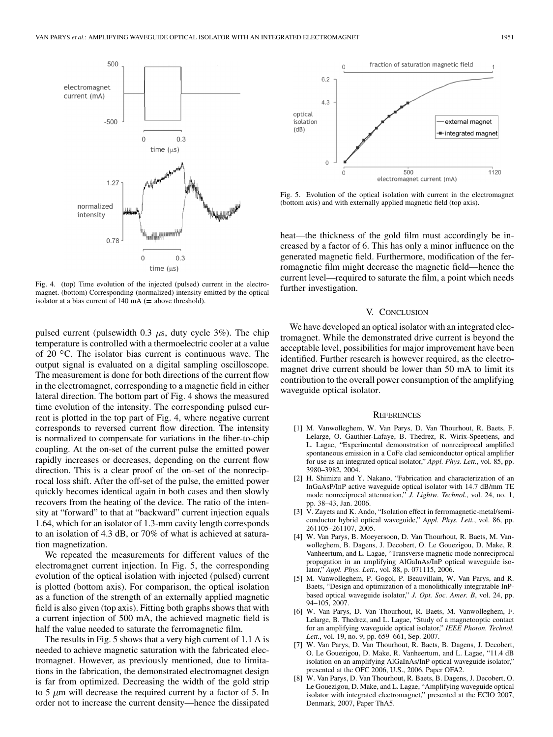500

electromagnet current (mA)

-500

0 0.3

time (μs)

1.27

normalized intensity

0.78

0 0.3

time (μs)

Fig. 4. (top) Time evolution of the injected (pulsed) current in the electromagnet. (bottom) Corresponding (normalized) intensity emitted by the optical isolator at a bias current of 140 mA (= above threshold).

pulsed current (pulsewidth 0.3 μs, duty cycle 3%). The chip temperature is controlled with a thermoelectric cooler at a value of 20 °C. The isolator bias current is continuous wave. The output signal is evaluated on a digital sampling oscilloscope. The measurement is done for both directions of the current flow in the electromagnet, corresponding to a magnetic field in either lateral direction. The bottom part of Fig. 4 shows the measured time evolution of the intensity. The corresponding pulsed current is plotted in the top part of Fig. 4, where negative current corresponds to reversed current flow direction. The intensity is normalized to compensate for variations in the fiber-to-chip coupling. At the on-set of the current pulse the emitted power rapidly increases or decreases, depending on the current flow direction. This is a clear proof of the on-set of the nonreciprocal loss shift. After the off-set of the pulse, the emitted power quickly becomes identical again in both cases and then slowly recovers from the heating of the device. The ratio of the intensity at "forward" to that at "backward" current injection equals 1.64, which for an isolator of 1.3-mm cavity length corresponds to an isolation of 4.3 dB, or 70% of what is achieved at saturation magnetization.

We repeated the measurements for different values of the electromagnet current injection. In Fig. 5, the corresponding evolution of the optical isolation with injected (pulsed) current is plotted (bottom axis). For comparison, the optical isolation as a function of the strength of an externally applied magnetic field is also given (top axis). Fitting both graphs shows that with a current injection of 500 mA, the achieved magnetic field is half the value needed to saturate the ferromagnetic film.

The results in Fig. 5 shows that a very high current of 1.1 A is needed to achieve magnetic saturation with the fabricated electromagnet. However, as previously mentioned, due to limitations in the fabrication, the demonstrated electromagnet design is far from optimized. Decreasing the width of the gold strip to 5 μm will decrease the required current by a factor of 5. In order not to increase the current density—hence the dissipated

fraction of saturation magnetic field

0 1

6.2

4.3

optical isolation (dB)

0

external magnet

integrated magnet

0 500 1120

electromagnet current (mA)

Fig. 5. Evolution of the optical isolation with current in the electromagnet (bottom axis) and with externally applied magnetic field (top axis).

heat—the thickness of the gold film must accordingly be increased by a factor of 6. This has only a minor influence on the generated magnetic field. Furthermore, modification of the ferromagnetic film might decrease the magnetic field—hence the current level—required to saturate the film, a point which needs further investigation.

## V. Conclusion

We have developed an optical isolator with an integrated electromagnet. While the demonstrated drive current is beyond the acceptable level, possibilities for major improvement have been identified. Further research is however required, as the electromagnet drive current should be lower than 50 mA to limit its contribution to the overall power consumption of the amplifying waveguide optical isolator.

## References

[1] M. Vanwolleghem, W. Van Parys, D. Van Thourhout, R. Baets, F. Lelarge, O. Gauthier-Lafaye, B. Thedrez, R. Wirix-Speetjens, and L. Lagae, "Experimental demonstration of nonreciprocal amplified spontaneous emission in a CoFe clad semiconductor optical amplifier for use as an integrated optical isolator," *Appl. Phys. Lett.*, vol. 85, pp. 3980–3982, 2004.

[2] H. Shimizu and Y. Nakano, "Fabrication and characterization of an InGaAsP/InP active waveguide optical isolator with 14.7 dB/mm TE mode nonreciprocal attenuation," *J. Lightw. Technol.*, vol. 24, no. 1, pp. 38–43, Jan. 2006.

[3] V. Zayets and K. Ando, "Isolation effect in ferromagnetic-metal/semiconductor hybrid optical waveguide," *Appl. Phys. Lett.*, vol. 86, pp. 261105–261107, 2005.

[4] W. Van Parys, B. Moeyersoon, D. Van Thourhout, R. Baets, M. Vanwolleghem, B. Dagens, J. Decobert, O. Le Gouezigou, D. Make, R. Vanheertum, and L. Lagae, "Transverse magnetic mode nonreciprocal propagation in an amplifying AlGaInAs/InP optical waveguide isolator," *Appl. Phys. Lett.*, vol. 88, p. 071115, 2006.

[5] M. Vanwolleghem, P. Gogol, P. Beauvillain, W. Van Parys, and R. Baets, "Design and optimization of a monolithically integratable InP-based optical waveguide isolator," *J. Opt. Soc. Amer. B*, vol. 24, pp. 94–105, 2007.

[6] W. Van Parys, D. Van Thourhout, R. Baets, M. Vanwolleghem, F. Lelarge, B. Thedrez, and L. Lagae, "Study of a magnetooptic contact for an amplifying waveguide optical isolator," *IEEE Photon. Technol. Lett.*, vol. 19, no. 9, pp. 659–661, Sep. 2007.

[7] W. Van Parys, D. Van Thourhout, R. Baets, B. Dagens, J. Decobert, O. Le Gouezigou, D. Make, R. Vanheertum, and L. Lagae, "11.4 dB isolation on an amplifying AlGaInAs/InP optical waveguide isolator," presented at the OFC 2006, U.S., 2006, Paper OFA2.

[8] W. Van Parys, D. Van Thourhout, R. Baets, B. Dagens, J. Decobert, O. Le Gouezigou, D. Make, and L. Lagae, "Amplifying waveguide optical isolator with integrated electromagnet," presented at the ECIO 2007, Denmark, 2007, Paper ThA5.